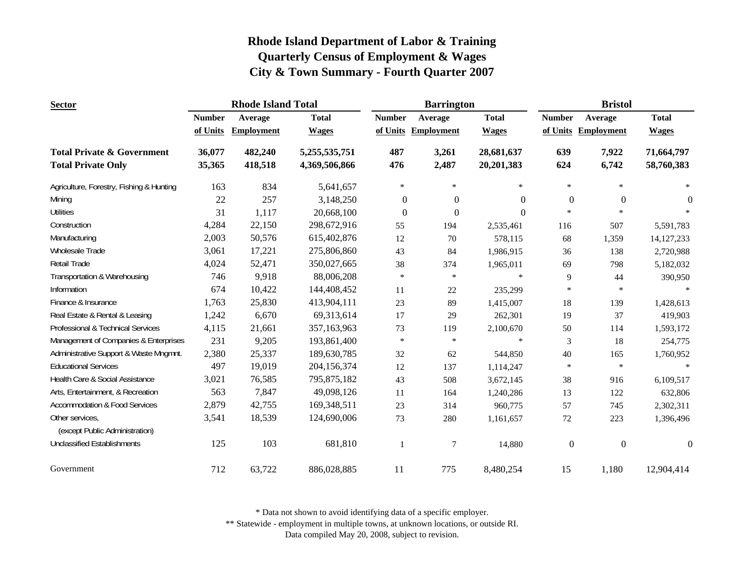# Rhode Island Department of Labor & Training
## Quarterly Census of Employment & Wages
## City & Town Summary - Fourth Quarter 2007

| Sector | Rhode Island Total | | | Barrington | | | Bristol | | |
|---|---|---|---|---|---|---|---|---|---|
| | Number of Units | Average Employment | Total Wages | Number of Units | Average Employment | Total Wages | Number of Units | Average Employment | Total Wages |
| **Total Private & Government** | **36,077** | **482,240** | **5,255,535,751** | **487** | **3,261** | **28,681,637** | **639** | **7,922** | **71,664,797** |
| **Total Private Only** | **35,365** | **418,518** | **4,369,506,866** | **476** | **2,487** | **20,201,383** | **624** | **6,742** | **58,760,383** |
| Agriculture, Forestry, Fishing & Hunting | 163 | 834 | 5,641,657 | * | * | * | * | * | * |
| Mining | 22 | 257 | 3,148,250 | 0 | 0 | 0 | 0 | 0 | 0 |
| Utilities | 31 | 1,117 | 20,668,100 | 0 | 0 | 0 | * | * | * |
| Construction | 4,284 | 22,150 | 298,672,916 | 55 | 194 | 2,535,461 | 116 | 507 | 5,591,783 |
| Manufacturing | 2,003 | 50,576 | 615,402,876 | 12 | 70 | 578,115 | 68 | 1,359 | 14,127,233 |
| Wholesale Trade | 3,061 | 17,221 | 275,806,860 | 43 | 84 | 1,986,915 | 36 | 138 | 2,720,988 |
| Retail Trade | 4,024 | 52,471 | 350,027,665 | 38 | 374 | 1,965,011 | 69 | 798 | 5,182,032 |
| Transportation & Warehousing | 746 | 9,918 | 88,006,208 | * | * | * | 9 | 44 | 390,950 |
| Information | 674 | 10,422 | 144,408,452 | 11 | 22 | 235,299 | * | * | * |
| Finance & Insurance | 1,763 | 25,830 | 413,904,111 | 23 | 89 | 1,415,007 | 18 | 139 | 1,428,613 |
| Real Estate & Rental & Leasing | 1,242 | 6,670 | 69,313,614 | 17 | 29 | 262,301 | 19 | 37 | 419,903 |
| Professional & Technical Services | 4,115 | 21,661 | 357,163,963 | 73 | 119 | 2,100,670 | 50 | 114 | 1,593,172 |
| Management of Companies & Enterprises | 231 | 9,205 | 193,861,400 | * | * | * | 3 | 18 | 254,775 |
| Administrative Support & Waste Mngmnt. | 2,380 | 25,337 | 189,630,785 | 32 | 62 | 544,850 | 40 | 165 | 1,760,952 |
| Educational Services | 497 | 19,019 | 204,156,374 | 12 | 137 | 1,114,247 | * | * | * |
| Health Care & Social Assistance | 3,021 | 76,585 | 795,875,182 | 43 | 508 | 3,672,145 | 38 | 916 | 6,109,517 |
| Arts, Entertainment, & Recreation | 563 | 7,847 | 49,098,126 | 11 | 164 | 1,240,286 | 13 | 122 | 632,806 |
| Accommodation & Food Services | 2,879 | 42,755 | 169,348,511 | 23 | 314 | 960,775 | 57 | 745 | 2,302,311 |
| Other services, (except Public Administration) | 3,541 | 18,539 | 124,690,006 | 73 | 280 | 1,161,657 | 72 | 223 | 1,396,496 |
| Unclassified Establishments | 125 | 103 | 681,810 | 1 | 7 | 14,880 | 0 | 0 | 0 |
| Government | 712 | 63,722 | 886,028,885 | 11 | 775 | 8,480,254 | 15 | 1,180 | 12,904,414 |

* Data not shown to avoid identifying data of a specific employer.

** Statewide - employment in multiple towns, at unknown locations, or outside RI.

Data compiled May 20, 2008, subject to revision.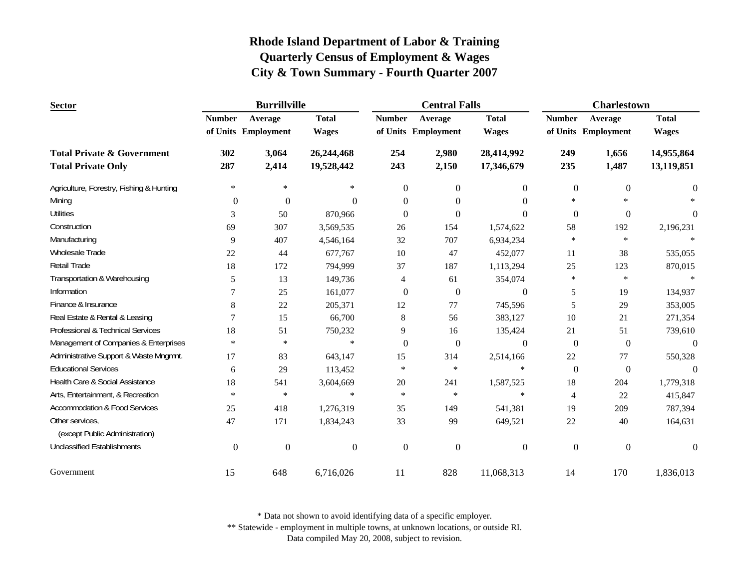# Rhode Island Department of Labor & Training
## Quarterly Census of Employment & Wages
## City & Town Summary - Fourth Quarter 2007

| Sector | Burrillville | | | Central Falls | | | Charlestown | | |
|---|---|---|---|---|---|---|---|---|---|
| | Number of Units | Average Employment | Total Wages | Number of Units | Average Employment | Total Wages | Number of Units | Average Employment | Total Wages |
| **Total Private & Government** | **302** | **3,064** | **26,244,468** | **254** | **2,980** | **28,414,992** | **249** | **1,656** | **14,955,864** |
| **Total Private Only** | **287** | **2,414** | **19,528,442** | **243** | **2,150** | **17,346,679** | **235** | **1,487** | **13,119,851** |
| Agriculture, Forestry, Fishing & Hunting | * | * | * | 0 | 0 | 0 | 0 | 0 | 0 |
| Mining | 0 | 0 | 0 | 0 | 0 | 0 | * | * | * |
| Utilities | 3 | 50 | 870,966 | 0 | 0 | 0 | 0 | 0 | 0 |
| Construction | 69 | 307 | 3,569,535 | 26 | 154 | 1,574,622 | 58 | 192 | 2,196,231 |
| Manufacturing | 9 | 407 | 4,546,164 | 32 | 707 | 6,934,234 | * | * | * |
| Wholesale Trade | 22 | 44 | 677,767 | 10 | 47 | 452,077 | 11 | 38 | 535,055 |
| Retail Trade | 18 | 172 | 794,999 | 37 | 187 | 1,113,294 | 25 | 123 | 870,015 |
| Transportation & Warehousing | 5 | 13 | 149,736 | 4 | 61 | 354,074 | * | * | * |
| Information | 7 | 25 | 161,077 | 0 | 0 | 0 | 5 | 19 | 134,937 |
| Finance & Insurance | 8 | 22 | 205,371 | 12 | 77 | 745,596 | 5 | 29 | 353,005 |
| Real Estate & Rental & Leasing | 7 | 15 | 66,700 | 8 | 56 | 383,127 | 10 | 21 | 271,354 |
| Professional & Technical Services | 18 | 51 | 750,232 | 9 | 16 | 135,424 | 21 | 51 | 739,610 |
| Management of Companies & Enterprises | * | * | * | 0 | 0 | 0 | 0 | 0 | 0 |
| Administrative Support & Waste Mngmnt. | 17 | 83 | 643,147 | 15 | 314 | 2,514,166 | 22 | 77 | 550,328 |
| Educational Services | 6 | 29 | 113,452 | * | * | * | 0 | 0 | 0 |
| Health Care & Social Assistance | 18 | 541 | 3,604,669 | 20 | 241 | 1,587,525 | 18 | 204 | 1,779,318 |
| Arts, Entertainment, & Recreation | * | * | * | * | * | * | 4 | 22 | 415,847 |
| Accommodation & Food Services | 25 | 418 | 1,276,319 | 35 | 149 | 541,381 | 19 | 209 | 787,394 |
| Other services, (except Public Administration) | 47 | 171 | 1,834,243 | 33 | 99 | 649,521 | 22 | 40 | 164,631 |
| Unclassified Establishments | 0 | 0 | 0 | 0 | 0 | 0 | 0 | 0 | 0 |
| Government | 15 | 648 | 6,716,026 | 11 | 828 | 11,068,313 | 14 | 170 | 1,836,013 |

\* Data not shown to avoid identifying data of a specific employer.

** Statewide - employment in multiple towns, at unknown locations, or outside RI.

Data compiled May 20, 2008, subject to revision.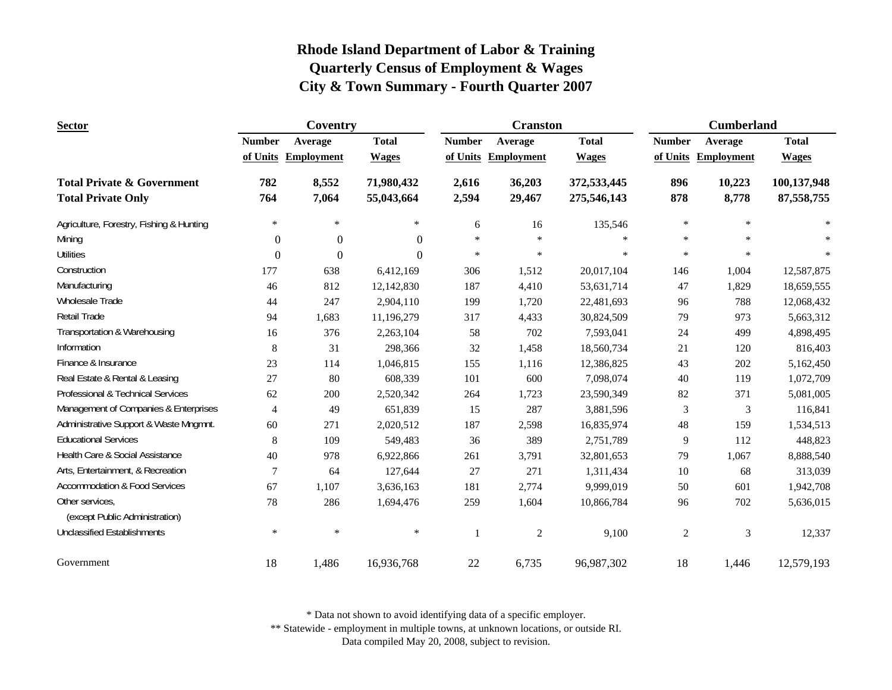# Rhode Island Department of Labor & Training
## Quarterly Census of Employment & Wages
## City & Town Summary - Fourth Quarter 2007

| Sector | Coventry | | | Cranston | | | Cumberland | | |
|---|---|---|---|---|---|---|---|---|---|
| | Number of Units | Average Employment | Total Wages | Number of Units | Average Employment | Total Wages | Number of Units | Average Employment | Total Wages |
| **Total Private & Government** | **782** | **8,552** | **71,980,432** | **2,616** | **36,203** | **372,533,445** | **896** | **10,223** | **100,137,948** |
| **Total Private Only** | **764** | **7,064** | **55,043,664** | **2,594** | **29,467** | **275,546,143** | **878** | **8,778** | **87,558,755** |
| Agriculture, Forestry, Fishing & Hunting | * | * | * | 6 | 16 | 135,546 | * | * | * |
| Mining | 0 | 0 | 0 | * | * | * | * | * | * |
| Utilities | 0 | 0 | 0 | * | * | * | * | * | * |
| Construction | 177 | 638 | 6,412,169 | 306 | 1,512 | 20,017,104 | 146 | 1,004 | 12,587,875 |
| Manufacturing | 46 | 812 | 12,142,830 | 187 | 4,410 | 53,631,714 | 47 | 1,829 | 18,659,555 |
| Wholesale Trade | 44 | 247 | 2,904,110 | 199 | 1,720 | 22,481,693 | 96 | 788 | 12,068,432 |
| Retail Trade | 94 | 1,683 | 11,196,279 | 317 | 4,433 | 30,824,509 | 79 | 973 | 5,663,312 |
| Transportation & Warehousing | 16 | 376 | 2,263,104 | 58 | 702 | 7,593,041 | 24 | 499 | 4,898,495 |
| Information | 8 | 31 | 298,366 | 32 | 1,458 | 18,560,734 | 21 | 120 | 816,403 |
| Finance & Insurance | 23 | 114 | 1,046,815 | 155 | 1,116 | 12,386,825 | 43 | 202 | 5,162,450 |
| Real Estate & Rental & Leasing | 27 | 80 | 608,339 | 101 | 600 | 7,098,074 | 40 | 119 | 1,072,709 |
| Professional & Technical Services | 62 | 200 | 2,520,342 | 264 | 1,723 | 23,590,349 | 82 | 371 | 5,081,005 |
| Management of Companies & Enterprises | 4 | 49 | 651,839 | 15 | 287 | 3,881,596 | 3 | 3 | 116,841 |
| Administrative Support & Waste Mngmnt. | 60 | 271 | 2,020,512 | 187 | 2,598 | 16,835,974 | 48 | 159 | 1,534,513 |
| Educational Services | 8 | 109 | 549,483 | 36 | 389 | 2,751,789 | 9 | 112 | 448,823 |
| Health Care & Social Assistance | 40 | 978 | 6,922,866 | 261 | 3,791 | 32,801,653 | 79 | 1,067 | 8,888,540 |
| Arts, Entertainment, & Recreation | 7 | 64 | 127,644 | 27 | 271 | 1,311,434 | 10 | 68 | 313,039 |
| Accommodation & Food Services | 67 | 1,107 | 3,636,163 | 181 | 2,774 | 9,999,019 | 50 | 601 | 1,942,708 |
| Other services, (except Public Administration) | 78 | 286 | 1,694,476 | 259 | 1,604 | 10,866,784 | 96 | 702 | 5,636,015 |
| Unclassified Establishments | * | * | * | 1 | 2 | 9,100 | 2 | 3 | 12,337 |
| Government | 18 | 1,486 | 16,936,768 | 22 | 6,735 | 96,987,302 | 18 | 1,446 | 12,579,193 |

\* Data not shown to avoid identifying data of a specific employer.

** Statewide - employment in multiple towns, at unknown locations, or outside RI.

Data compiled May 20, 2008, subject to revision.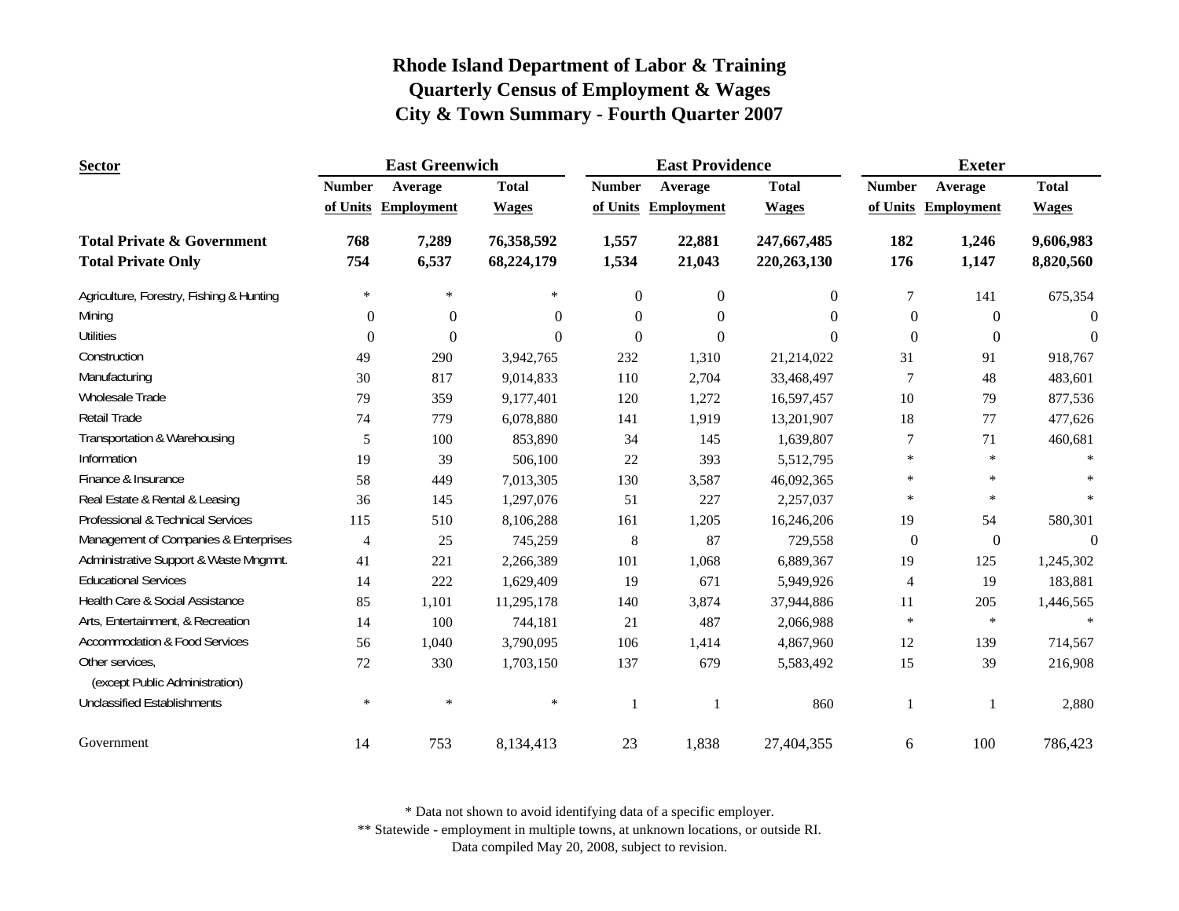# Rhode Island Department of Labor & Training
# Quarterly Census of Employment & Wages
# City & Town Summary - Fourth Quarter 2007

| Sector | East Greenwich | | | East Providence | | | Exeter | | |
|---|---|---|---|---|---|---|---|---|---|
| | Number of Units | Average Employment | Total Wages | Number of Units | Average Employment | Total Wages | Number of Units | Average Employment | Total Wages |
| **Total Private & Government** | **768** | **7,289** | **76,358,592** | **1,557** | **22,881** | **247,667,485** | **182** | **1,246** | **9,606,983** |
| **Total Private Only** | **754** | **6,537** | **68,224,179** | **1,534** | **21,043** | **220,263,130** | **176** | **1,147** | **8,820,560** |
| Agriculture, Forestry, Fishing & Hunting | * | * | * | 0 | 0 | 0 | 7 | 141 | 675,354 |
| Mining | 0 | 0 | 0 | 0 | 0 | 0 | 0 | 0 | 0 |
| Utilities | 0 | 0 | 0 | 0 | 0 | 0 | 0 | 0 | 0 |
| Construction | 49 | 290 | 3,942,765 | 232 | 1,310 | 21,214,022 | 31 | 91 | 918,767 |
| Manufacturing | 30 | 817 | 9,014,833 | 110 | 2,704 | 33,468,497 | 7 | 48 | 483,601 |
| Wholesale Trade | 79 | 359 | 9,177,401 | 120 | 1,272 | 16,597,457 | 10 | 79 | 877,536 |
| Retail Trade | 74 | 779 | 6,078,880 | 141 | 1,919 | 13,201,907 | 18 | 77 | 477,626 |
| Transportation & Warehousing | 5 | 100 | 853,890 | 34 | 145 | 1,639,807 | 7 | 71 | 460,681 |
| Information | 19 | 39 | 506,100 | 22 | 393 | 5,512,795 | * | * | * |
| Finance & Insurance | 58 | 449 | 7,013,305 | 130 | 3,587 | 46,092,365 | * | * | * |
| Real Estate & Rental & Leasing | 36 | 145 | 1,297,076 | 51 | 227 | 2,257,037 | * | * | * |
| Professional & Technical Services | 115 | 510 | 8,106,288 | 161 | 1,205 | 16,246,206 | 19 | 54 | 580,301 |
| Management of Companies & Enterprises | 4 | 25 | 745,259 | 8 | 87 | 729,558 | 0 | 0 | 0 |
| Administrative Support & Waste Mngmnt. | 41 | 221 | 2,266,389 | 101 | 1,068 | 6,889,367 | 19 | 125 | 1,245,302 |
| Educational Services | 14 | 222 | 1,629,409 | 19 | 671 | 5,949,926 | 4 | 19 | 183,881 |
| Health Care & Social Assistance | 85 | 1,101 | 11,295,178 | 140 | 3,874 | 37,944,886 | 11 | 205 | 1,446,565 |
| Arts, Entertainment, & Recreation | 14 | 100 | 744,181 | 21 | 487 | 2,066,988 | * | * | * |
| Accommodation & Food Services | 56 | 1,040 | 3,790,095 | 106 | 1,414 | 4,867,960 | 12 | 139 | 714,567 |
| Other services, (except Public Administration) | 72 | 330 | 1,703,150 | 137 | 679 | 5,583,492 | 15 | 39 | 216,908 |
| Unclassified Establishments | * | * | * | 1 | 1 | 860 | 1 | 1 | 2,880 |
| Government | 14 | 753 | 8,134,413 | 23 | 1,838 | 27,404,355 | 6 | 100 | 786,423 |

* Data not shown to avoid identifying data of a specific employer.

** Statewide - employment in multiple towns, at unknown locations, or outside RI.

Data compiled May 20, 2008, subject to revision.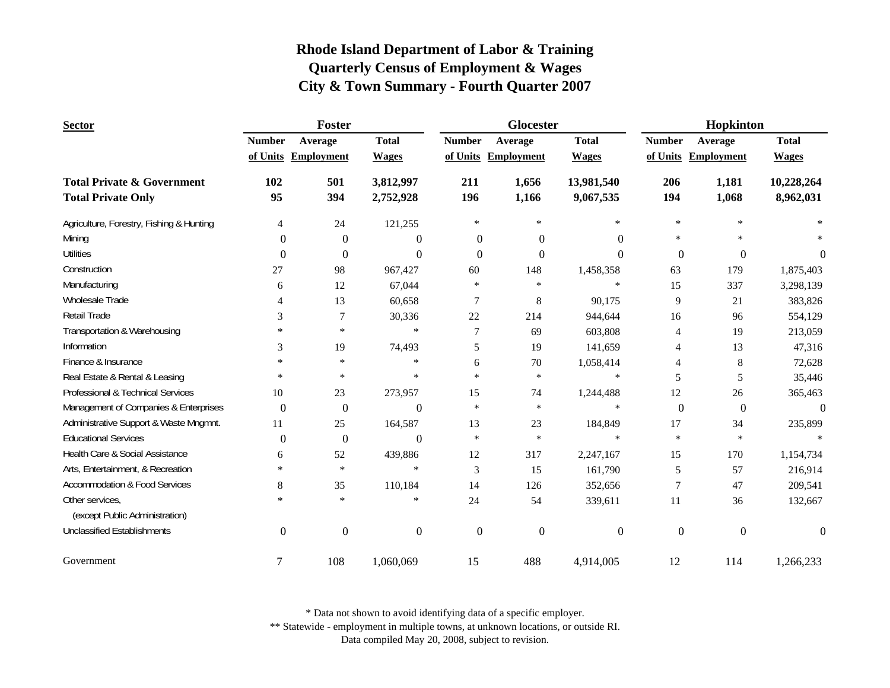# Rhode Island Department of Labor & Training
# Quarterly Census of Employment & Wages
# City & Town Summary - Fourth Quarter 2007

| Sector | Foster | | | Glocester | | | Hopkinton | | |
|---|---|---|---|---|---|---|---|---|---|
| | Number of Units | Average Employment | Total Wages | Number of Units | Average Employment | Total Wages | Number of Units | Average Employment | Total Wages |
| **Total Private & Government** | **102** | **501** | **3,812,997** | **211** | **1,656** | **13,981,540** | **206** | **1,181** | **10,228,264** |
| **Total Private Only** | **95** | **394** | **2,752,928** | **196** | **1,166** | **9,067,535** | **194** | **1,068** | **8,962,031** |
| Agriculture, Forestry, Fishing & Hunting | 4 | 24 | 121,255 | * | * | * | * | * | * |
| Mining | 0 | 0 | 0 | 0 | 0 | 0 | * | * | * |
| Utilities | 0 | 0 | 0 | 0 | 0 | 0 | 0 | 0 | 0 |
| Construction | 27 | 98 | 967,427 | 60 | 148 | 1,458,358 | 63 | 179 | 1,875,403 |
| Manufacturing | 6 | 12 | 67,044 | * | * | * | 15 | 337 | 3,298,139 |
| Wholesale Trade | 4 | 13 | 60,658 | 7 | 8 | 90,175 | 9 | 21 | 383,826 |
| Retail Trade | 3 | 7 | 30,336 | 22 | 214 | 944,644 | 16 | 96 | 554,129 |
| Transportation & Warehousing | * | * | * | 7 | 69 | 603,808 | 4 | 19 | 213,059 |
| Information | 3 | 19 | 74,493 | 5 | 19 | 141,659 | 4 | 13 | 47,316 |
| Finance & Insurance | * | * | * | 6 | 70 | 1,058,414 | 4 | 8 | 72,628 |
| Real Estate & Rental & Leasing | * | * | * | * | * | * | 5 | 5 | 35,446 |
| Professional & Technical Services | 10 | 23 | 273,957 | 15 | 74 | 1,244,488 | 12 | 26 | 365,463 |
| Management of Companies & Enterprises | 0 | 0 | 0 | * | * | * | 0 | 0 | 0 |
| Administrative Support & Waste Mngmnt. | 11 | 25 | 164,587 | 13 | 23 | 184,849 | 17 | 34 | 235,899 |
| Educational Services | 0 | 0 | 0 | * | * | * | * | * | * |
| Health Care & Social Assistance | 6 | 52 | 439,886 | 12 | 317 | 2,247,167 | 15 | 170 | 1,154,734 |
| Arts, Entertainment, & Recreation | * | * | * | 3 | 15 | 161,790 | 5 | 57 | 216,914 |
| Accommodation & Food Services | 8 | 35 | 110,184 | 14 | 126 | 352,656 | 7 | 47 | 209,541 |
| Other services, (except Public Administration) | * | * | * | 24 | 54 | 339,611 | 11 | 36 | 132,667 |
| Unclassified Establishments | 0 | 0 | 0 | 0 | 0 | 0 | 0 | 0 | 0 |
| Government | 7 | 108 | 1,060,069 | 15 | 488 | 4,914,005 | 12 | 114 | 1,266,233 |

\* Data not shown to avoid identifying data of a specific employer.

\** Statewide - employment in multiple towns, at unknown locations, or outside RI.

Data compiled May 20, 2008, subject to revision.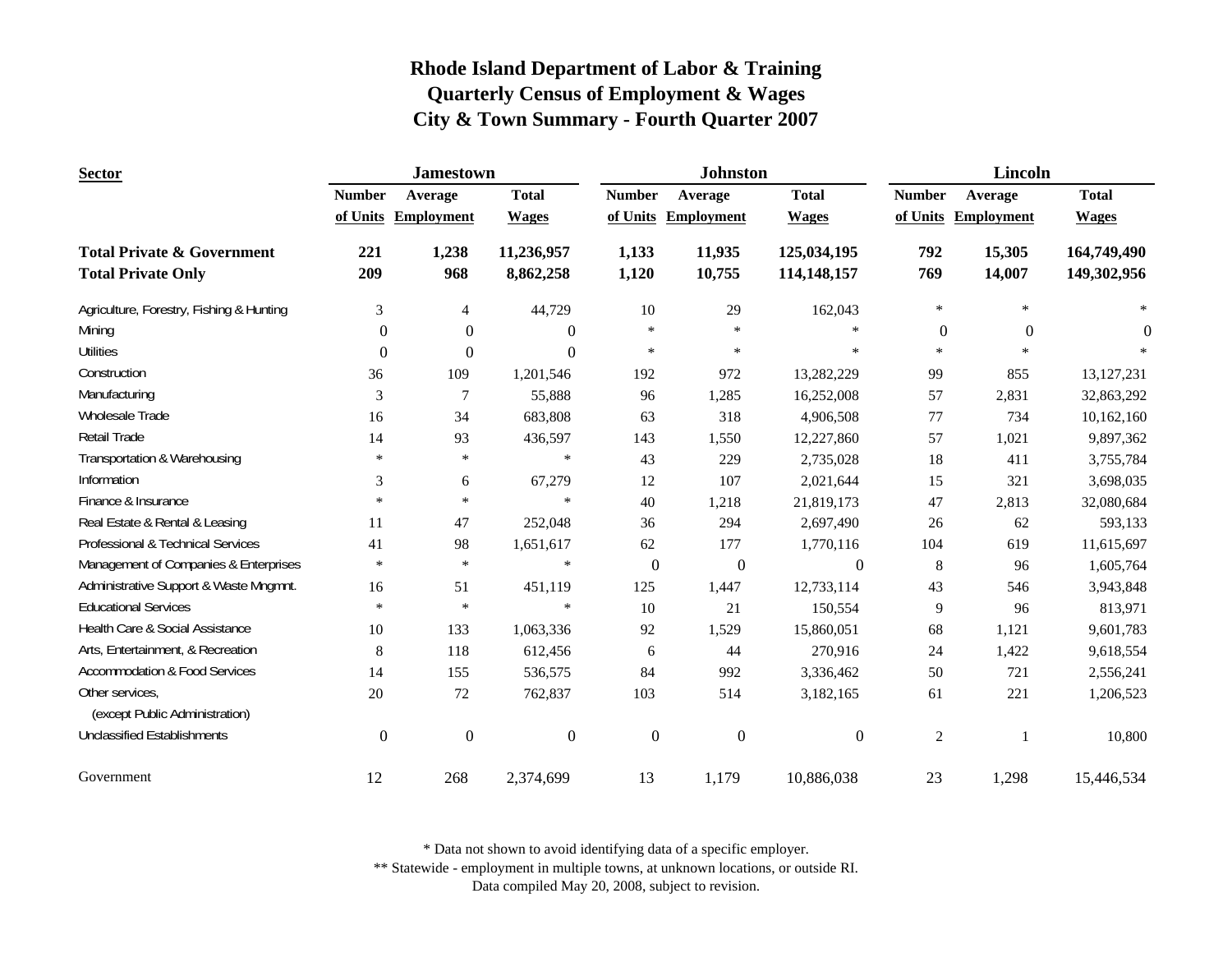# Rhode Island Department of Labor & Training
## Quarterly Census of Employment & Wages
## City & Town Summary - Fourth Quarter 2007

| Sector | Jamestown | | | Johnston | | | Lincoln | | |
|---|---|---|---|---|---|---|---|---|---|
| | Number of Units | Average Employment | Total Wages | Number of Units | Average Employment | Total Wages | Number of Units | Average Employment | Total Wages |
| **Total Private & Government** | **221** | **1,238** | **11,236,957** | **1,133** | **11,935** | **125,034,195** | **792** | **15,305** | **164,749,490** |
| **Total Private Only** | **209** | **968** | **8,862,258** | **1,120** | **10,755** | **114,148,157** | **769** | **14,007** | **149,302,956** |
| Agriculture, Forestry, Fishing & Hunting | 3 | 4 | 44,729 | 10 | 29 | 162,043 | * | * | * |
| Mining | 0 | 0 | 0 | * | * | * | 0 | 0 | 0 |
| Utilities | 0 | 0 | 0 | * | * | * | * | * | * |
| Construction | 36 | 109 | 1,201,546 | 192 | 972 | 13,282,229 | 99 | 855 | 13,127,231 |
| Manufacturing | 3 | 7 | 55,888 | 96 | 1,285 | 16,252,008 | 57 | 2,831 | 32,863,292 |
| Wholesale Trade | 16 | 34 | 683,808 | 63 | 318 | 4,906,508 | 77 | 734 | 10,162,160 |
| Retail Trade | 14 | 93 | 436,597 | 143 | 1,550 | 12,227,860 | 57 | 1,021 | 9,897,362 |
| Transportation & Warehousing | * | * | * | 43 | 229 | 2,735,028 | 18 | 411 | 3,755,784 |
| Information | 3 | 6 | 67,279 | 12 | 107 | 2,021,644 | 15 | 321 | 3,698,035 |
| Finance & Insurance | * | * | * | 40 | 1,218 | 21,819,173 | 47 | 2,813 | 32,080,684 |
| Real Estate & Rental & Leasing | 11 | 47 | 252,048 | 36 | 294 | 2,697,490 | 26 | 62 | 593,133 |
| Professional & Technical Services | 41 | 98 | 1,651,617 | 62 | 177 | 1,770,116 | 104 | 619 | 11,615,697 |
| Management of Companies & Enterprises | * | * | * | 0 | 0 | 0 | 8 | 96 | 1,605,764 |
| Administrative Support & Waste Mngmnt. | 16 | 51 | 451,119 | 125 | 1,447 | 12,733,114 | 43 | 546 | 3,943,848 |
| Educational Services | * | * | * | 10 | 21 | 150,554 | 9 | 96 | 813,971 |
| Health Care & Social Assistance | 10 | 133 | 1,063,336 | 92 | 1,529 | 15,860,051 | 68 | 1,121 | 9,601,783 |
| Arts, Entertainment, & Recreation | 8 | 118 | 612,456 | 6 | 44 | 270,916 | 24 | 1,422 | 9,618,554 |
| Accommodation & Food Services | 14 | 155 | 536,575 | 84 | 992 | 3,336,462 | 50 | 721 | 2,556,241 |
| Other services, (except Public Administration) | 20 | 72 | 762,837 | 103 | 514 | 3,182,165 | 61 | 221 | 1,206,523 |
| Unclassified Establishments | 0 | 0 | 0 | 0 | 0 | 0 | 2 | 1 | 10,800 |
| Government | 12 | 268 | 2,374,699 | 13 | 1,179 | 10,886,038 | 23 | 1,298 | 15,446,534 |

* Data not shown to avoid identifying data of a specific employer.

** Statewide - employment in multiple towns, at unknown locations, or outside RI.

Data compiled May 20, 2008, subject to revision.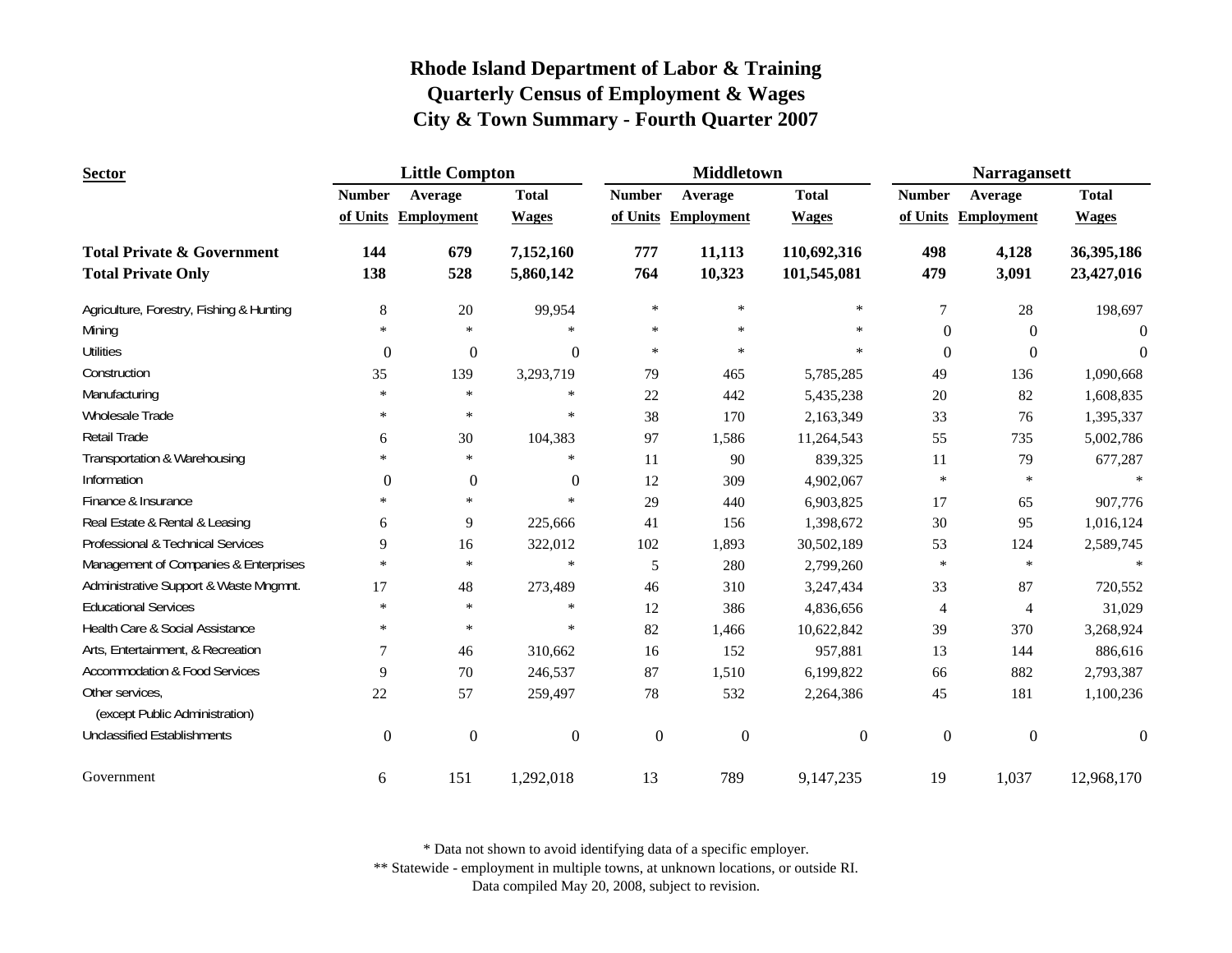# Rhode Island Department of Labor & Training
## Quarterly Census of Employment & Wages
## City & Town Summary - Fourth Quarter 2007

| Sector | Little Compton | | | Middletown | | | Narragansett | | |
|---|---|---|---|---|---|---|---|---|---|
| | Number of Units | Average Employment | Total Wages | Number of Units | Average Employment | Total Wages | Number of Units | Average Employment | Total Wages |
| **Total Private & Government** | **144** | **679** | **7,152,160** | **777** | **11,113** | **110,692,316** | **498** | **4,128** | **36,395,186** |
| **Total Private Only** | **138** | **528** | **5,860,142** | **764** | **10,323** | **101,545,081** | **479** | **3,091** | **23,427,016** |
| Agriculture, Forestry, Fishing & Hunting | 8 | 20 | 99,954 | * | * | * | 7 | 28 | 198,697 |
| Mining | * | * | * | * | * | * | 0 | 0 | 0 |
| Utilities | 0 | 0 | 0 | * | * | * | 0 | 0 | 0 |
| Construction | 35 | 139 | 3,293,719 | 79 | 465 | 5,785,285 | 49 | 136 | 1,090,668 |
| Manufacturing | * | * | * | 22 | 442 | 5,435,238 | 20 | 82 | 1,608,835 |
| Wholesale Trade | * | * | * | 38 | 170 | 2,163,349 | 33 | 76 | 1,395,337 |
| Retail Trade | 6 | 30 | 104,383 | 97 | 1,586 | 11,264,543 | 55 | 735 | 5,002,786 |
| Transportation & Warehousing | * | * | * | 11 | 90 | 839,325 | 11 | 79 | 677,287 |
| Information | 0 | 0 | 0 | 12 | 309 | 4,902,067 | * | * | * |
| Finance & Insurance | * | * | * | 29 | 440 | 6,903,825 | 17 | 65 | 907,776 |
| Real Estate & Rental & Leasing | 6 | 9 | 225,666 | 41 | 156 | 1,398,672 | 30 | 95 | 1,016,124 |
| Professional & Technical Services | 9 | 16 | 322,012 | 102 | 1,893 | 30,502,189 | 53 | 124 | 2,589,745 |
| Management of Companies & Enterprises | * | * | * | 5 | 280 | 2,799,260 | * | * | * |
| Administrative Support & Waste Mngmnt. | 17 | 48 | 273,489 | 46 | 310 | 3,247,434 | 33 | 87 | 720,552 |
| Educational Services | * | * | * | 12 | 386 | 4,836,656 | 4 | 4 | 31,029 |
| Health Care & Social Assistance | * | * | * | 82 | 1,466 | 10,622,842 | 39 | 370 | 3,268,924 |
| Arts, Entertainment, & Recreation | 7 | 46 | 310,662 | 16 | 152 | 957,881 | 13 | 144 | 886,616 |
| Accommodation & Food Services | 9 | 70 | 246,537 | 87 | 1,510 | 6,199,822 | 66 | 882 | 2,793,387 |
| Other services, (except Public Administration) | 22 | 57 | 259,497 | 78 | 532 | 2,264,386 | 45 | 181 | 1,100,236 |
| Unclassified Establishments | 0 | 0 | 0 | 0 | 0 | 0 | 0 | 0 | 0 |
| Government | 6 | 151 | 1,292,018 | 13 | 789 | 9,147,235 | 19 | 1,037 | 12,968,170 |

\* Data not shown to avoid identifying data of a specific employer.

\*\* Statewide - employment in multiple towns, at unknown locations, or outside RI.

Data compiled May 20, 2008, subject to revision.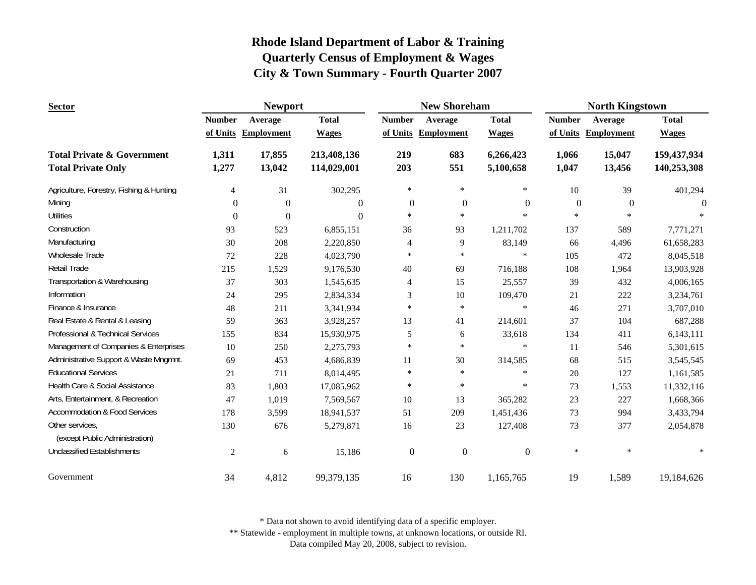# Rhode Island Department of Labor & Training
## Quarterly Census of Employment & Wages
## City & Town Summary - Fourth Quarter 2007

| Sector | Newport | | | New Shoreham | | | North Kingstown | | |
|---|---|---|---|---|---|---|---|---|---|
| | Number of Units | Average Employment | Total Wages | Number of Units | Average Employment | Total Wages | Number of Units | Average Employment | Total Wages |
| **Total Private & Government** | **1,311** | **17,855** | **213,408,136** | **219** | **683** | **6,266,423** | **1,066** | **15,047** | **159,437,934** |
| **Total Private Only** | **1,277** | **13,042** | **114,029,001** | **203** | **551** | **5,100,658** | **1,047** | **13,456** | **140,253,308** |
| Agriculture, Forestry, Fishing & Hunting | 4 | 31 | 302,295 | * | * | * | 10 | 39 | 401,294 |
| Mining | 0 | 0 | 0 | 0 | 0 | 0 | 0 | 0 | 0 |
| Utilities | 0 | 0 | 0 | * | * | * | * | * | * |
| Construction | 93 | 523 | 6,855,151 | 36 | 93 | 1,211,702 | 137 | 589 | 7,771,271 |
| Manufacturing | 30 | 208 | 2,220,850 | 4 | 9 | 83,149 | 66 | 4,496 | 61,658,283 |
| Wholesale Trade | 72 | 228 | 4,023,790 | * | * | * | 105 | 472 | 8,045,518 |
| Retail Trade | 215 | 1,529 | 9,176,530 | 40 | 69 | 716,188 | 108 | 1,964 | 13,903,928 |
| Transportation & Warehousing | 37 | 303 | 1,545,635 | 4 | 15 | 25,557 | 39 | 432 | 4,006,165 |
| Information | 24 | 295 | 2,834,334 | 3 | 10 | 109,470 | 21 | 222 | 3,234,761 |
| Finance & Insurance | 48 | 211 | 3,341,934 | * | * | * | 46 | 271 | 3,707,010 |
| Real Estate & Rental & Leasing | 59 | 363 | 3,928,257 | 13 | 41 | 214,601 | 37 | 104 | 687,288 |
| Professional & Technical Services | 155 | 834 | 15,930,975 | 5 | 6 | 33,618 | 134 | 411 | 6,143,111 |
| Management of Companies & Enterprises | 10 | 250 | 2,275,793 | * | * | * | 11 | 546 | 5,301,615 |
| Administrative Support & Waste Mngmnt. | 69 | 453 | 4,686,839 | 11 | 30 | 314,585 | 68 | 515 | 3,545,545 |
| Educational Services | 21 | 711 | 8,014,495 | * | * | * | 20 | 127 | 1,161,585 |
| Health Care & Social Assistance | 83 | 1,803 | 17,085,962 | * | * | * | 73 | 1,553 | 11,332,116 |
| Arts, Entertainment, & Recreation | 47 | 1,019 | 7,569,567 | 10 | 13 | 365,282 | 23 | 227 | 1,668,366 |
| Accommodation & Food Services | 178 | 3,599 | 18,941,537 | 51 | 209 | 1,451,436 | 73 | 994 | 3,433,794 |
| Other services, (except Public Administration) | 130 | 676 | 5,279,871 | 16 | 23 | 127,408 | 73 | 377 | 2,054,878 |
| Unclassified Establishments | 2 | 6 | 15,186 | 0 | 0 | 0 | * | * | * |
| Government | 34 | 4,812 | 99,379,135 | 16 | 130 | 1,165,765 | 19 | 1,589 | 19,184,626 |

\* Data not shown to avoid identifying data of a specific employer.

\*\* Statewide - employment in multiple towns, at unknown locations, or outside RI.

Data compiled May 20, 2008, subject to revision.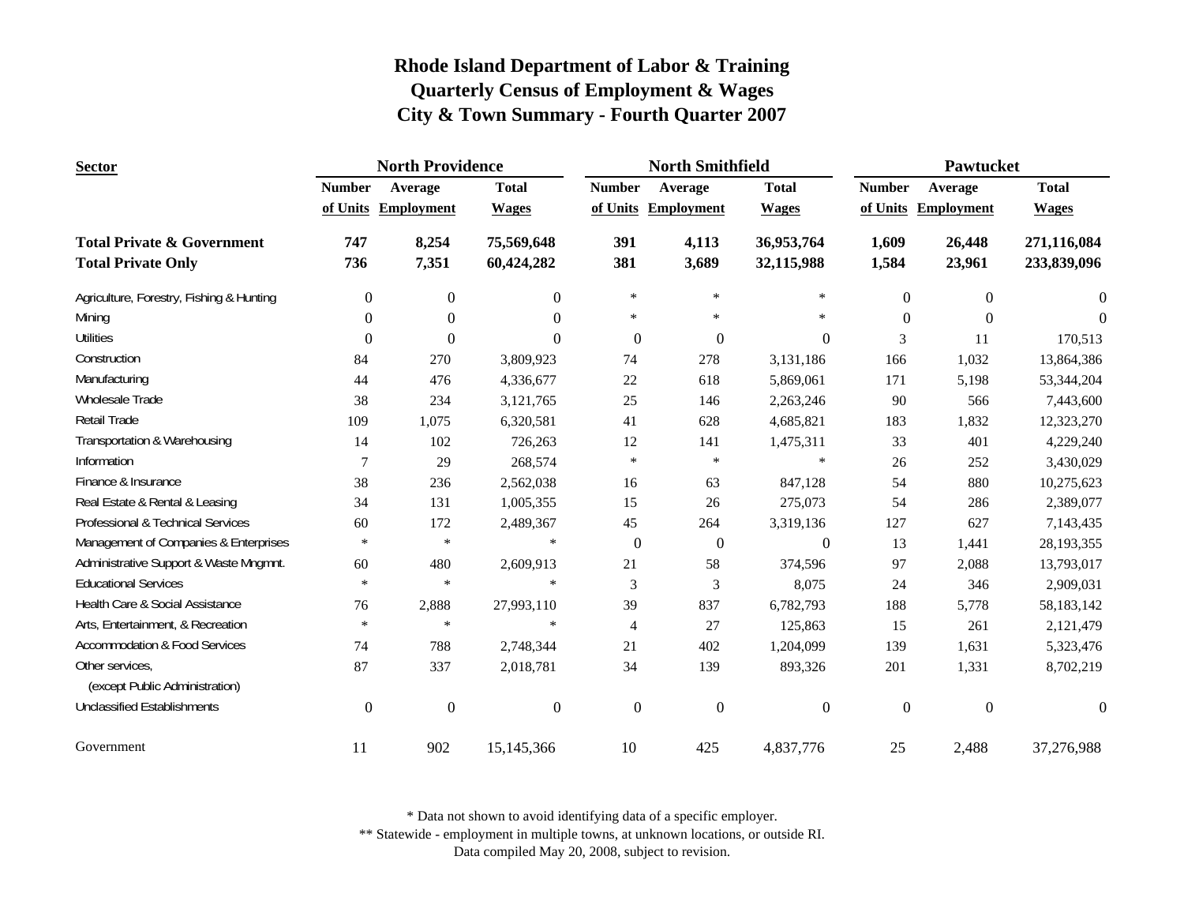# Rhode Island Department of Labor & Training
## Quarterly Census of Employment & Wages
## City & Town Summary - Fourth Quarter 2007

| Sector | North Providence | | | North Smithfield | | | Pawtucket | | |
|---|---|---|---|---|---|---|---|---|---|
| | Number of Units | Average Employment | Total Wages | Number of Units | Average Employment | Total Wages | Number of Units | Average Employment | Total Wages |
| **Total Private & Government** | **747** | **8,254** | **75,569,648** | **391** | **4,113** | **36,953,764** | **1,609** | **26,448** | **271,116,084** |
| **Total Private Only** | **736** | **7,351** | **60,424,282** | **381** | **3,689** | **32,115,988** | **1,584** | **23,961** | **233,839,096** |
| Agriculture, Forestry, Fishing & Hunting | 0 | 0 | 0 | * | * | * | 0 | 0 | 0 |
| Mining | 0 | 0 | 0 | * | * | * | 0 | 0 | 0 |
| Utilities | 0 | 0 | 0 | 0 | 0 | 0 | 3 | 11 | 170,513 |
| Construction | 84 | 270 | 3,809,923 | 74 | 278 | 3,131,186 | 166 | 1,032 | 13,864,386 |
| Manufacturing | 44 | 476 | 4,336,677 | 22 | 618 | 5,869,061 | 171 | 5,198 | 53,344,204 |
| Wholesale Trade | 38 | 234 | 3,121,765 | 25 | 146 | 2,263,246 | 90 | 566 | 7,443,600 |
| Retail Trade | 109 | 1,075 | 6,320,581 | 41 | 628 | 4,685,821 | 183 | 1,832 | 12,323,270 |
| Transportation & Warehousing | 14 | 102 | 726,263 | 12 | 141 | 1,475,311 | 33 | 401 | 4,229,240 |
| Information | 7 | 29 | 268,574 | * | * | * | 26 | 252 | 3,430,029 |
| Finance & Insurance | 38 | 236 | 2,562,038 | 16 | 63 | 847,128 | 54 | 880 | 10,275,623 |
| Real Estate & Rental & Leasing | 34 | 131 | 1,005,355 | 15 | 26 | 275,073 | 54 | 286 | 2,389,077 |
| Professional & Technical Services | 60 | 172 | 2,489,367 | 45 | 264 | 3,319,136 | 127 | 627 | 7,143,435 |
| Management of Companies & Enterprises | * | * | * | 0 | 0 | 0 | 13 | 1,441 | 28,193,355 |
| Administrative Support & Waste Mngmnt. | 60 | 480 | 2,609,913 | 21 | 58 | 374,596 | 97 | 2,088 | 13,793,017 |
| Educational Services | * | * | * | 3 | 3 | 8,075 | 24 | 346 | 2,909,031 |
| Health Care & Social Assistance | 76 | 2,888 | 27,993,110 | 39 | 837 | 6,782,793 | 188 | 5,778 | 58,183,142 |
| Arts, Entertainment, & Recreation | * | * | * | 4 | 27 | 125,863 | 15 | 261 | 2,121,479 |
| Accommodation & Food Services | 74 | 788 | 2,748,344 | 21 | 402 | 1,204,099 | 139 | 1,631 | 5,323,476 |
| Other services, (except Public Administration) | 87 | 337 | 2,018,781 | 34 | 139 | 893,326 | 201 | 1,331 | 8,702,219 |
| Unclassified Establishments | 0 | 0 | 0 | 0 | 0 | 0 | 0 | 0 | 0 |
| Government | 11 | 902 | 15,145,366 | 10 | 425 | 4,837,776 | 25 | 2,488 | 37,276,988 |

* Data not shown to avoid identifying data of a specific employer.

** Statewide - employment in multiple towns, at unknown locations, or outside RI.

Data compiled May 20, 2008, subject to revision.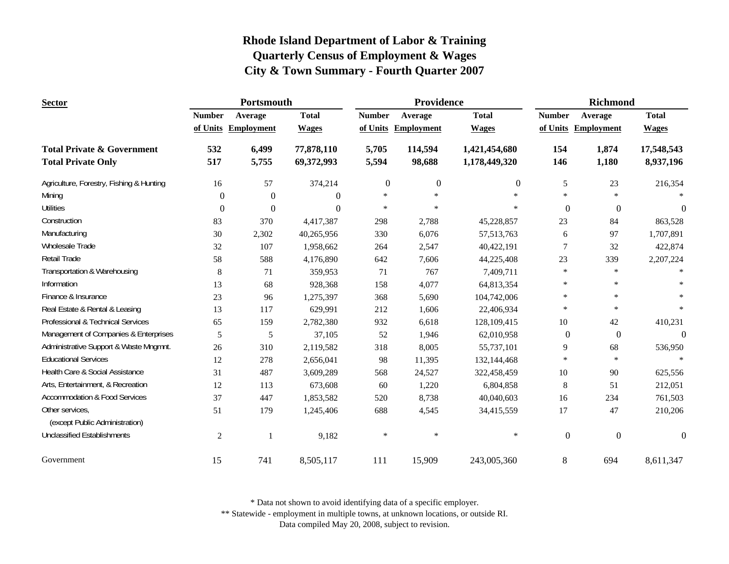# Rhode Island Department of Labor & Training
## Quarterly Census of Employment & Wages
## City & Town Summary - Fourth Quarter 2007

| Sector | Portsmouth | | | Providence | | | Richmond | | |
|---|---|---|---|---|---|---|---|---|---|
| | Number of Units | Average Employment | Total Wages | Number of Units | Average Employment | Total Wages | Number of Units | Average Employment | Total Wages |
| **Total Private & Government** | **532** | **6,499** | **77,878,110** | **5,705** | **114,594** | **1,421,454,680** | **154** | **1,874** | **17,548,543** |
| **Total Private Only** | **517** | **5,755** | **69,372,993** | **5,594** | **98,688** | **1,178,449,320** | **146** | **1,180** | **8,937,196** |
| Agriculture, Forestry, Fishing & Hunting | 16 | 57 | 374,214 | 0 | 0 | 0 | 5 | 23 | 216,354 |
| Mining | 0 | 0 | 0 | * | * | * | * | * | * |
| Utilities | 0 | 0 | 0 | * | * | * | 0 | 0 | 0 |
| Construction | 83 | 370 | 4,417,387 | 298 | 2,788 | 45,228,857 | 23 | 84 | 863,528 |
| Manufacturing | 30 | 2,302 | 40,265,956 | 330 | 6,076 | 57,513,763 | 6 | 97 | 1,707,891 |
| Wholesale Trade | 32 | 107 | 1,958,662 | 264 | 2,547 | 40,422,191 | 7 | 32 | 422,874 |
| Retail Trade | 58 | 588 | 4,176,890 | 642 | 7,606 | 44,225,408 | 23 | 339 | 2,207,224 |
| Transportation & Warehousing | 8 | 71 | 359,953 | 71 | 767 | 7,409,711 | * | * | * |
| Information | 13 | 68 | 928,368 | 158 | 4,077 | 64,813,354 | * | * | * |
| Finance & Insurance | 23 | 96 | 1,275,397 | 368 | 5,690 | 104,742,006 | * | * | * |
| Real Estate & Rental & Leasing | 13 | 117 | 629,991 | 212 | 1,606 | 22,406,934 | * | * | * |
| Professional & Technical Services | 65 | 159 | 2,782,380 | 932 | 6,618 | 128,109,415 | 10 | 42 | 410,231 |
| Management of Companies & Enterprises | 5 | 5 | 37,105 | 52 | 1,946 | 62,010,958 | 0 | 0 | 0 |
| Administrative Support & Waste Mngmnt. | 26 | 310 | 2,119,582 | 318 | 8,005 | 55,737,101 | 9 | 68 | 536,950 |
| Educational Services | 12 | 278 | 2,656,041 | 98 | 11,395 | 132,144,468 | * | * | * |
| Health Care & Social Assistance | 31 | 487 | 3,609,289 | 568 | 24,527 | 322,458,459 | 10 | 90 | 625,556 |
| Arts, Entertainment, & Recreation | 12 | 113 | 673,608 | 60 | 1,220 | 6,804,858 | 8 | 51 | 212,051 |
| Accommodation & Food Services | 37 | 447 | 1,853,582 | 520 | 8,738 | 40,040,603 | 16 | 234 | 761,503 |
| Other services, (except Public Administration) | 51 | 179 | 1,245,406 | 688 | 4,545 | 34,415,559 | 17 | 47 | 210,206 |
| Unclassified Establishments | 2 | 1 | 9,182 | * | * | * | 0 | 0 | 0 |
| Government | 15 | 741 | 8,505,117 | 111 | 15,909 | 243,005,360 | 8 | 694 | 8,611,347 |

* Data not shown to avoid identifying data of a specific employer.
** Statewide - employment in multiple towns, at unknown locations, or outside RI.
Data compiled May 20, 2008, subject to revision.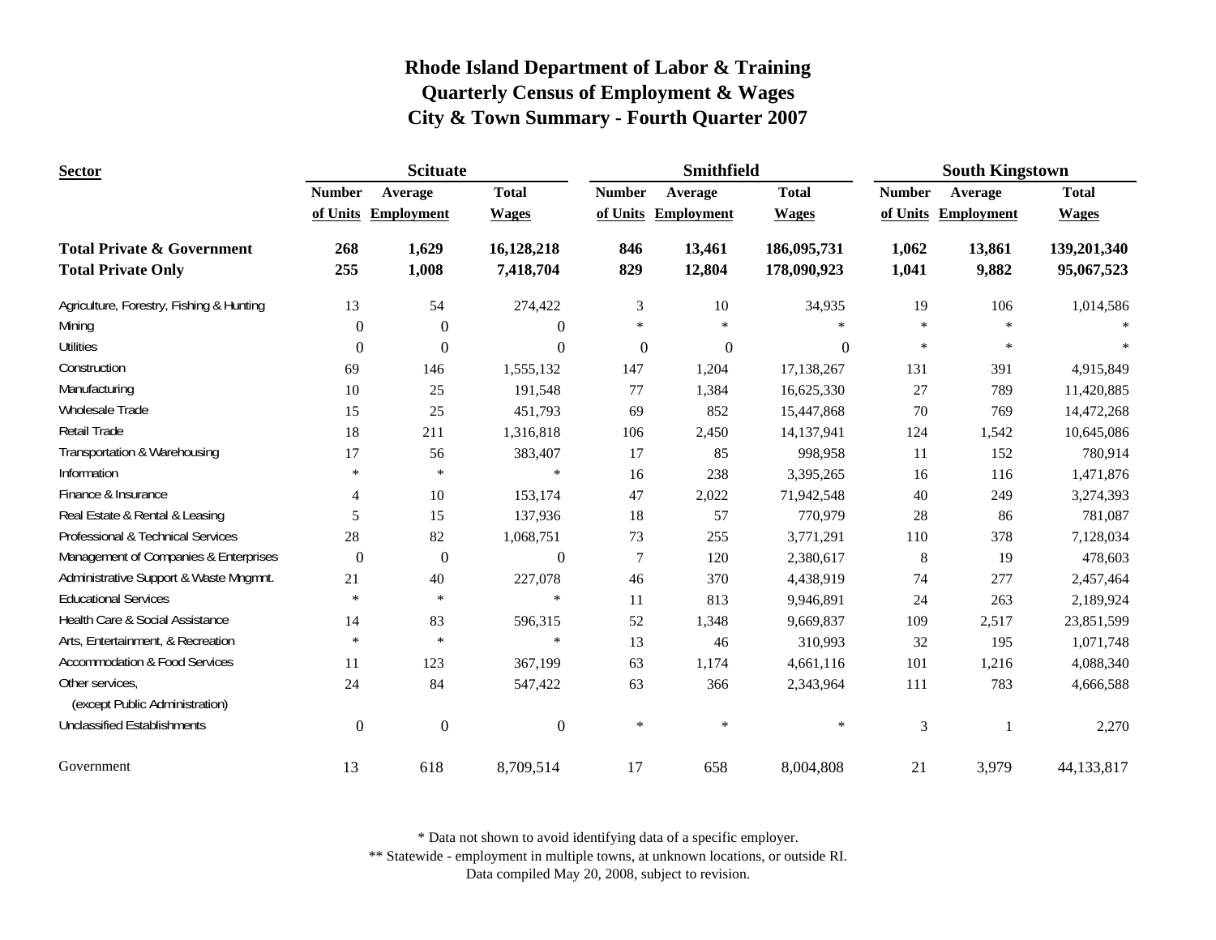# Rhode Island Department of Labor & Training
## Quarterly Census of Employment & Wages
## City & Town Summary - Fourth Quarter 2007

| Sector | Scituate | | | Smithfield | | | South Kingstown | | |
|---|---|---|---|---|---|---|---|---|---|
| | Number of Units | Average Employment | Total Wages | Number of Units | Average Employment | Total Wages | Number of Units | Average Employment | Total Wages |
| **Total Private & Government** | **268** | **1,629** | **16,128,218** | **846** | **13,461** | **186,095,731** | **1,062** | **13,861** | **139,201,340** |
| **Total Private Only** | **255** | **1,008** | **7,418,704** | **829** | **12,804** | **178,090,923** | **1,041** | **9,882** | **95,067,523** |
| Agriculture, Forestry, Fishing & Hunting | 13 | 54 | 274,422 | 3 | 10 | 34,935 | 19 | 106 | 1,014,586 |
| Mining | 0 | 0 | 0 | * | * | * | * | * | * |
| Utilities | 0 | 0 | 0 | 0 | 0 | 0 | * | * | * |
| Construction | 69 | 146 | 1,555,132 | 147 | 1,204 | 17,138,267 | 131 | 391 | 4,915,849 |
| Manufacturing | 10 | 25 | 191,548 | 77 | 1,384 | 16,625,330 | 27 | 789 | 11,420,885 |
| Wholesale Trade | 15 | 25 | 451,793 | 69 | 852 | 15,447,868 | 70 | 769 | 14,472,268 |
| Retail Trade | 18 | 211 | 1,316,818 | 106 | 2,450 | 14,137,941 | 124 | 1,542 | 10,645,086 |
| Transportation & Warehousing | 17 | 56 | 383,407 | 17 | 85 | 998,958 | 11 | 152 | 780,914 |
| Information | * | * | * | 16 | 238 | 3,395,265 | 16 | 116 | 1,471,876 |
| Finance & Insurance | 4 | 10 | 153,174 | 47 | 2,022 | 71,942,548 | 40 | 249 | 3,274,393 |
| Real Estate & Rental & Leasing | 5 | 15 | 137,936 | 18 | 57 | 770,979 | 28 | 86 | 781,087 |
| Professional & Technical Services | 28 | 82 | 1,068,751 | 73 | 255 | 3,771,291 | 110 | 378 | 7,128,034 |
| Management of Companies & Enterprises | 0 | 0 | 0 | 7 | 120 | 2,380,617 | 8 | 19 | 478,603 |
| Administrative Support & Waste Mngmnt. | 21 | 40 | 227,078 | 46 | 370 | 4,438,919 | 74 | 277 | 2,457,464 |
| Educational Services | * | * | * | 11 | 813 | 9,946,891 | 24 | 263 | 2,189,924 |
| Health Care & Social Assistance | 14 | 83 | 596,315 | 52 | 1,348 | 9,669,837 | 109 | 2,517 | 23,851,599 |
| Arts, Entertainment, & Recreation | * | * | * | 13 | 46 | 310,993 | 32 | 195 | 1,071,748 |
| Accommodation & Food Services | 11 | 123 | 367,199 | 63 | 1,174 | 4,661,116 | 101 | 1,216 | 4,088,340 |
| Other services, (except Public Administration) | 24 | 84 | 547,422 | 63 | 366 | 2,343,964 | 111 | 783 | 4,666,588 |
| Unclassified Establishments | 0 | 0 | 0 | * | * | * | 3 | 1 | 2,270 |
| Government | 13 | 618 | 8,709,514 | 17 | 658 | 8,004,808 | 21 | 3,979 | 44,133,817 |

\* Data not shown to avoid identifying data of a specific employer.

\*\* Statewide - employment in multiple towns, at unknown locations, or outside RI.

Data compiled May 20, 2008, subject to revision.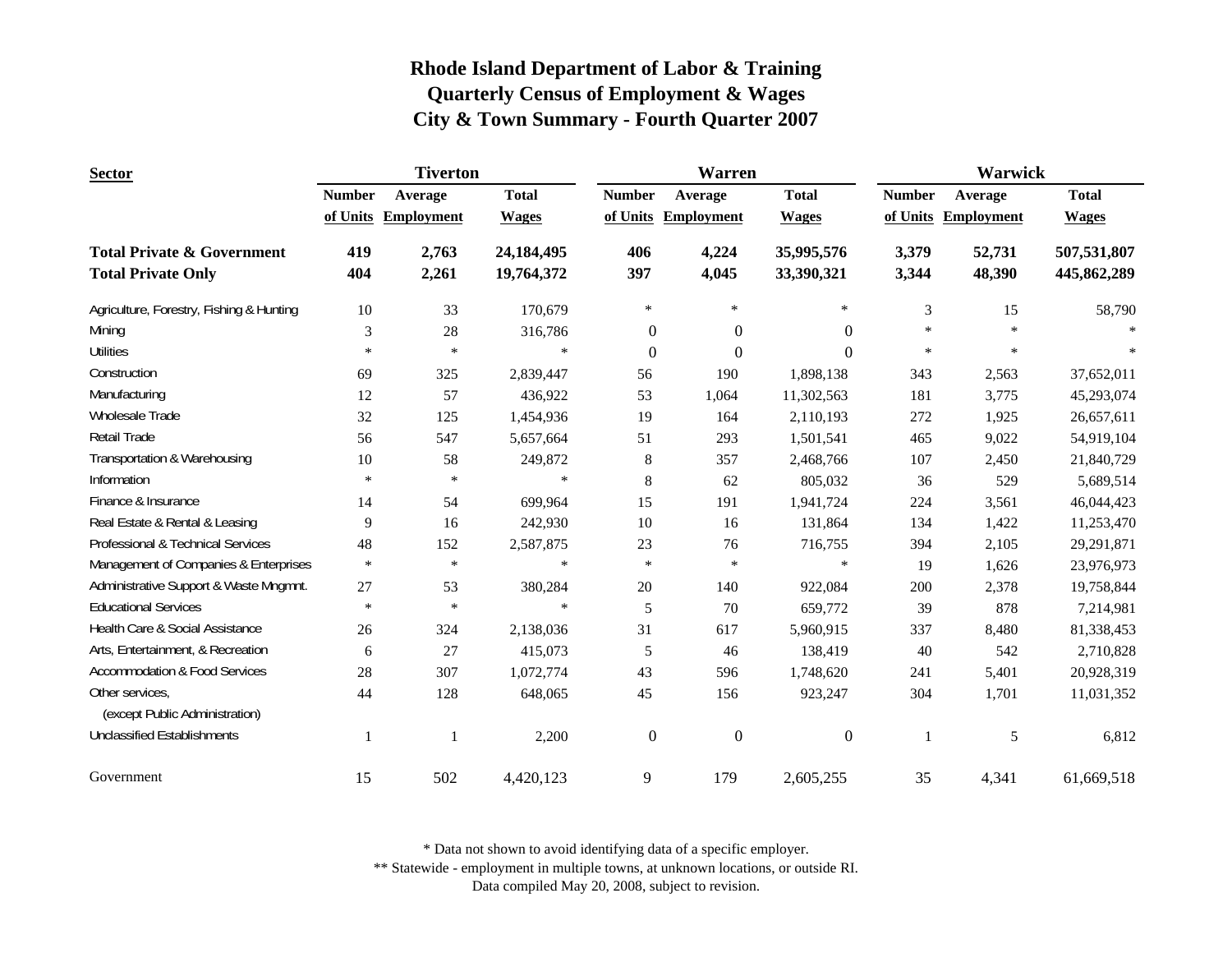# Rhode Island Department of Labor & Training
## Quarterly Census of Employment & Wages
## City & Town Summary - Fourth Quarter 2007

| Sector | Tiverton | | | Warren | | | Warwick | | |
|---|---|---|---|---|---|---|---|---|---|
| | Number of Units | Average Employment | Total Wages | Number of Units | Average Employment | Total Wages | Number of Units | Average Employment | Total Wages |
| **Total Private & Government** | **419** | **2,763** | **24,184,495** | **406** | **4,224** | **35,995,576** | **3,379** | **52,731** | **507,531,807** |
| **Total Private Only** | **404** | **2,261** | **19,764,372** | **397** | **4,045** | **33,390,321** | **3,344** | **48,390** | **445,862,289** |
| Agriculture, Forestry, Fishing & Hunting | 10 | 33 | 170,679 | * | * | * | 3 | 15 | 58,790 |
| Mining | 3 | 28 | 316,786 | 0 | 0 | 0 | * | * | * |
| Utilities | * | * | * | 0 | 0 | 0 | * | * | * |
| Construction | 69 | 325 | 2,839,447 | 56 | 190 | 1,898,138 | 343 | 2,563 | 37,652,011 |
| Manufacturing | 12 | 57 | 436,922 | 53 | 1,064 | 11,302,563 | 181 | 3,775 | 45,293,074 |
| Wholesale Trade | 32 | 125 | 1,454,936 | 19 | 164 | 2,110,193 | 272 | 1,925 | 26,657,611 |
| Retail Trade | 56 | 547 | 5,657,664 | 51 | 293 | 1,501,541 | 465 | 9,022 | 54,919,104 |
| Transportation & Warehousing | 10 | 58 | 249,872 | 8 | 357 | 2,468,766 | 107 | 2,450 | 21,840,729 |
| Information | * | * | * | 8 | 62 | 805,032 | 36 | 529 | 5,689,514 |
| Finance & Insurance | 14 | 54 | 699,964 | 15 | 191 | 1,941,724 | 224 | 3,561 | 46,044,423 |
| Real Estate & Rental & Leasing | 9 | 16 | 242,930 | 10 | 16 | 131,864 | 134 | 1,422 | 11,253,470 |
| Professional & Technical Services | 48 | 152 | 2,587,875 | 23 | 76 | 716,755 | 394 | 2,105 | 29,291,871 |
| Management of Companies & Enterprises | * | * | * | * | * | * | 19 | 1,626 | 23,976,973 |
| Administrative Support & Waste Mngmnt. | 27 | 53 | 380,284 | 20 | 140 | 922,084 | 200 | 2,378 | 19,758,844 |
| Educational Services | * | * | * | 5 | 70 | 659,772 | 39 | 878 | 7,214,981 |
| Health Care & Social Assistance | 26 | 324 | 2,138,036 | 31 | 617 | 5,960,915 | 337 | 8,480 | 81,338,453 |
| Arts, Entertainment, & Recreation | 6 | 27 | 415,073 | 5 | 46 | 138,419 | 40 | 542 | 2,710,828 |
| Accommodation & Food Services | 28 | 307 | 1,072,774 | 43 | 596 | 1,748,620 | 241 | 5,401 | 20,928,319 |
| Other services, (except Public Administration) | 44 | 128 | 648,065 | 45 | 156 | 923,247 | 304 | 1,701 | 11,031,352 |
| Unclassified Establishments | 1 | 1 | 2,200 | 0 | 0 | 0 | 1 | 5 | 6,812 |
| Government | 15 | 502 | 4,420,123 | 9 | 179 | 2,605,255 | 35 | 4,341 | 61,669,518 |

* Data not shown to avoid identifying data of a specific employer.

** Statewide - employment in multiple towns, at unknown locations, or outside RI.

Data compiled May 20, 2008, subject to revision.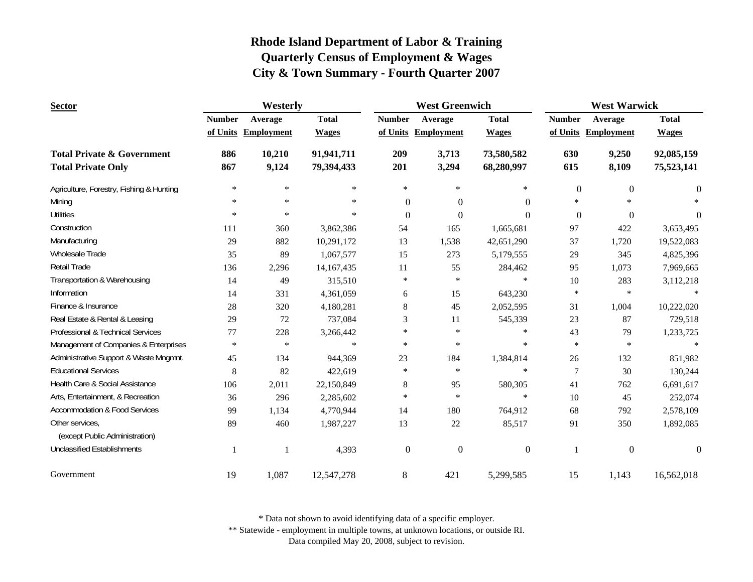# Rhode Island Department of Labor & Training
## Quarterly Census of Employment & Wages
## City & Town Summary - Fourth Quarter 2007

| Sector | Westerly | | | West Greenwich | | | West Warwick | | |
|---|---|---|---|---|---|---|---|---|---|
| | Number of Units | Average Employment | Total Wages | Number of Units | Average Employment | Total Wages | Number of Units | Average Employment | Total Wages |
| **Total Private & Government** | **886** | **10,210** | **91,941,711** | **209** | **3,713** | **73,580,582** | **630** | **9,250** | **92,085,159** |
| **Total Private Only** | **867** | **9,124** | **79,394,433** | **201** | **3,294** | **68,280,997** | **615** | **8,109** | **75,523,141** |
| Agriculture, Forestry, Fishing & Hunting | * | * | * | * | * | * | 0 | 0 | 0 |
| Mining | * | * | * | 0 | 0 | 0 | * | * | * |
| Utilities | * | * | * | 0 | 0 | 0 | 0 | 0 | 0 |
| Construction | 111 | 360 | 3,862,386 | 54 | 165 | 1,665,681 | 97 | 422 | 3,653,495 |
| Manufacturing | 29 | 882 | 10,291,172 | 13 | 1,538 | 42,651,290 | 37 | 1,720 | 19,522,083 |
| Wholesale Trade | 35 | 89 | 1,067,577 | 15 | 273 | 5,179,555 | 29 | 345 | 4,825,396 |
| Retail Trade | 136 | 2,296 | 14,167,435 | 11 | 55 | 284,462 | 95 | 1,073 | 7,969,665 |
| Transportation & Warehousing | 14 | 49 | 315,510 | * | * | * | 10 | 283 | 3,112,218 |
| Information | 14 | 331 | 4,361,059 | 6 | 15 | 643,230 | * | * | * |
| Finance & Insurance | 28 | 320 | 4,180,281 | 8 | 45 | 2,052,595 | 31 | 1,004 | 10,222,020 |
| Real Estate & Rental & Leasing | 29 | 72 | 737,084 | 3 | 11 | 545,339 | 23 | 87 | 729,518 |
| Professional & Technical Services | 77 | 228 | 3,266,442 | * | * | * | 43 | 79 | 1,233,725 |
| Management of Companies & Enterprises | * | * | * | * | * | * | * | * | * |
| Administrative Support & Waste Mngmnt. | 45 | 134 | 944,369 | 23 | 184 | 1,384,814 | 26 | 132 | 851,982 |
| Educational Services | 8 | 82 | 422,619 | * | * | * | 7 | 30 | 130,244 |
| Health Care & Social Assistance | 106 | 2,011 | 22,150,849 | 8 | 95 | 580,305 | 41 | 762 | 6,691,617 |
| Arts, Entertainment, & Recreation | 36 | 296 | 2,285,602 | * | * | * | 10 | 45 | 252,074 |
| Accommodation & Food Services | 99 | 1,134 | 4,770,944 | 14 | 180 | 764,912 | 68 | 792 | 2,578,109 |
| Other services, (except Public Administration) | 89 | 460 | 1,987,227 | 13 | 22 | 85,517 | 91 | 350 | 1,892,085 |
| Unclassified Establishments | 1 | 1 | 4,393 | 0 | 0 | 0 | 1 | 0 | 0 |
| Government | 19 | 1,087 | 12,547,278 | 8 | 421 | 5,299,585 | 15 | 1,143 | 16,562,018 |

* Data not shown to avoid identifying data of a specific employer.

** Statewide - employment in multiple towns, at unknown locations, or outside RI.

Data compiled May 20, 2008, subject to revision.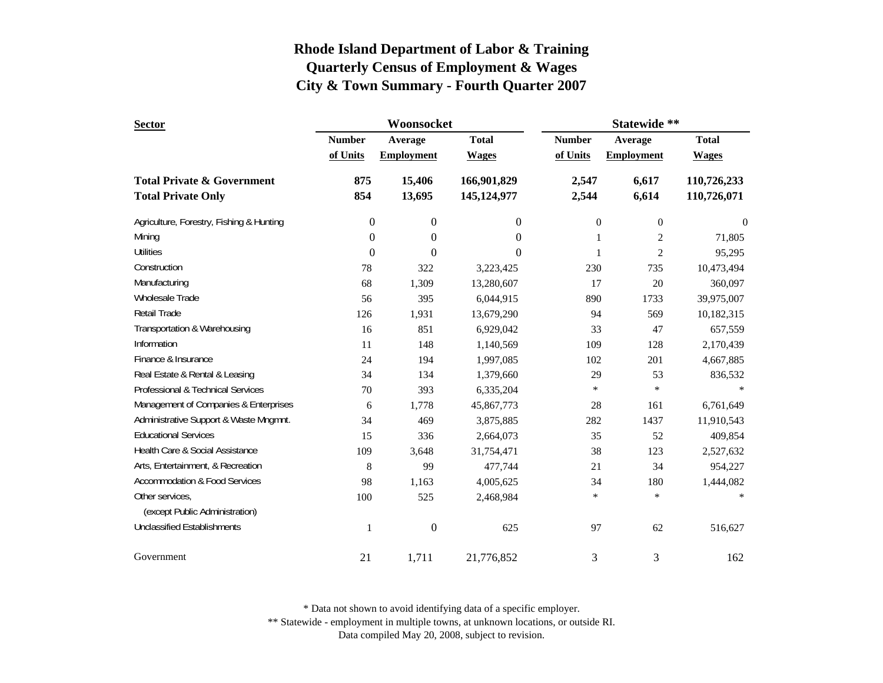# Rhode Island Department of Labor & Training
## Quarterly Census of Employment & Wages
## City & Town Summary - Fourth Quarter 2007

| Sector | Woonsocket | | | Statewide ** | | |
|---|---|---|---|---|---|---|
| | Number of Units | Average Employment | Total Wages | Number of Units | Average Employment | Total Wages |
| **Total Private & Government** | **875** | **15,406** | **166,901,829** | **2,547** | **6,617** | **110,726,233** |
| **Total Private Only** | **854** | **13,695** | **145,124,977** | **2,544** | **6,614** | **110,726,071** |
| Agriculture, Forestry, Fishing & Hunting | 0 | 0 | 0 | 0 | 0 | 0 |
| Mining | 0 | 0 | 0 | 1 | 2 | 71,805 |
| Utilities | 0 | 0 | 0 | 1 | 2 | 95,295 |
| Construction | 78 | 322 | 3,223,425 | 230 | 735 | 10,473,494 |
| Manufacturing | 68 | 1,309 | 13,280,607 | 17 | 20 | 360,097 |
| Wholesale Trade | 56 | 395 | 6,044,915 | 890 | 1733 | 39,975,007 |
| Retail Trade | 126 | 1,931 | 13,679,290 | 94 | 569 | 10,182,315 |
| Transportation & Warehousing | 16 | 851 | 6,929,042 | 33 | 47 | 657,559 |
| Information | 11 | 148 | 1,140,569 | 109 | 128 | 2,170,439 |
| Finance & Insurance | 24 | 194 | 1,997,085 | 102 | 201 | 4,667,885 |
| Real Estate & Rental & Leasing | 34 | 134 | 1,379,660 | 29 | 53 | 836,532 |
| Professional & Technical Services | 70 | 393 | 6,335,204 | * | * | * |
| Management of Companies & Enterprises | 6 | 1,778 | 45,867,773 | 28 | 161 | 6,761,649 |
| Administrative Support & Waste Mngmnt. | 34 | 469 | 3,875,885 | 282 | 1437 | 11,910,543 |
| Educational Services | 15 | 336 | 2,664,073 | 35 | 52 | 409,854 |
| Health Care & Social Assistance | 109 | 3,648 | 31,754,471 | 38 | 123 | 2,527,632 |
| Arts, Entertainment, & Recreation | 8 | 99 | 477,744 | 21 | 34 | 954,227 |
| Accommodation & Food Services | 98 | 1,163 | 4,005,625 | 34 | 180 | 1,444,082 |
| Other services, (except Public Administration) | 100 | 525 | 2,468,984 | * | * | * |
| Unclassified Establishments | 1 | 0 | 625 | 97 | 62 | 516,627 |
| Government | 21 | 1,711 | 21,776,852 | 3 | 3 | 162 |

\* Data not shown to avoid identifying data of a specific employer.

\** Statewide - employment in multiple towns, at unknown locations, or outside RI.

Data compiled May 20, 2008, subject to revision.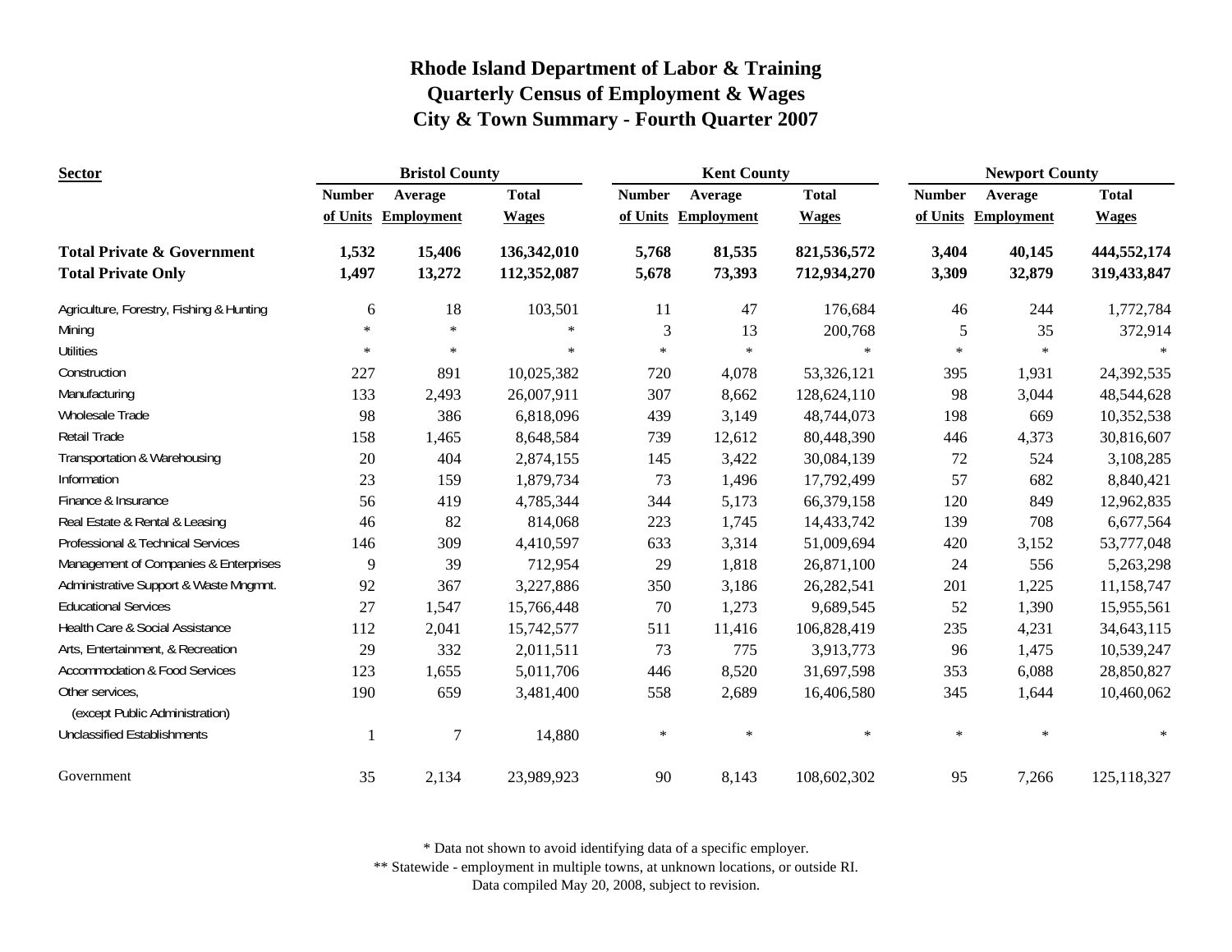# Rhode Island Department of Labor & Training
## Quarterly Census of Employment & Wages
## City & Town Summary - Fourth Quarter 2007

| Sector | Bristol County | | | Kent County | | | Newport County | | |
|---|---|---|---|---|---|---|---|---|---|
| | Number of Units | Average Employment | Total Wages | Number of Units | Average Employment | Total Wages | Number of Units | Average Employment | Total Wages |
| **Total Private & Government** | **1,532** | **15,406** | **136,342,010** | **5,768** | **81,535** | **821,536,572** | **3,404** | **40,145** | **444,552,174** |
| **Total Private Only** | **1,497** | **13,272** | **112,352,087** | **5,678** | **73,393** | **712,934,270** | **3,309** | **32,879** | **319,433,847** |
| Agriculture, Forestry, Fishing & Hunting | 6 | 18 | 103,501 | 11 | 47 | 176,684 | 46 | 244 | 1,772,784 |
| Mining | * | * | * | 3 | 13 | 200,768 | 5 | 35 | 372,914 |
| Utilities | * | * | * | * | * | * | * | * | * |
| Construction | 227 | 891 | 10,025,382 | 720 | 4,078 | 53,326,121 | 395 | 1,931 | 24,392,535 |
| Manufacturing | 133 | 2,493 | 26,007,911 | 307 | 8,662 | 128,624,110 | 98 | 3,044 | 48,544,628 |
| Wholesale Trade | 98 | 386 | 6,818,096 | 439 | 3,149 | 48,744,073 | 198 | 669 | 10,352,538 |
| Retail Trade | 158 | 1,465 | 8,648,584 | 739 | 12,612 | 80,448,390 | 446 | 4,373 | 30,816,607 |
| Transportation & Warehousing | 20 | 404 | 2,874,155 | 145 | 3,422 | 30,084,139 | 72 | 524 | 3,108,285 |
| Information | 23 | 159 | 1,879,734 | 73 | 1,496 | 17,792,499 | 57 | 682 | 8,840,421 |
| Finance & Insurance | 56 | 419 | 4,785,344 | 344 | 5,173 | 66,379,158 | 120 | 849 | 12,962,835 |
| Real Estate & Rental & Leasing | 46 | 82 | 814,068 | 223 | 1,745 | 14,433,742 | 139 | 708 | 6,677,564 |
| Professional & Technical Services | 146 | 309 | 4,410,597 | 633 | 3,314 | 51,009,694 | 420 | 3,152 | 53,777,048 |
| Management of Companies & Enterprises | 9 | 39 | 712,954 | 29 | 1,818 | 26,871,100 | 24 | 556 | 5,263,298 |
| Administrative Support & Waste Mngmnt. | 92 | 367 | 3,227,886 | 350 | 3,186 | 26,282,541 | 201 | 1,225 | 11,158,747 |
| Educational Services | 27 | 1,547 | 15,766,448 | 70 | 1,273 | 9,689,545 | 52 | 1,390 | 15,955,561 |
| Health Care & Social Assistance | 112 | 2,041 | 15,742,577 | 511 | 11,416 | 106,828,419 | 235 | 4,231 | 34,643,115 |
| Arts, Entertainment, & Recreation | 29 | 332 | 2,011,511 | 73 | 775 | 3,913,773 | 96 | 1,475 | 10,539,247 |
| Accommodation & Food Services | 123 | 1,655 | 5,011,706 | 446 | 8,520 | 31,697,598 | 353 | 6,088 | 28,850,827 |
| Other services, (except Public Administration) | 190 | 659 | 3,481,400 | 558 | 2,689 | 16,406,580 | 345 | 1,644 | 10,460,062 |
| Unclassified Establishments | 1 | 7 | 14,880 | * | * | * | * | * | * |
| Government | 35 | 2,134 | 23,989,923 | 90 | 8,143 | 108,602,302 | 95 | 7,266 | 125,118,327 |

\* Data not shown to avoid identifying data of a specific employer.

\*\* Statewide - employment in multiple towns, at unknown locations, or outside RI.

Data compiled May 20, 2008, subject to revision.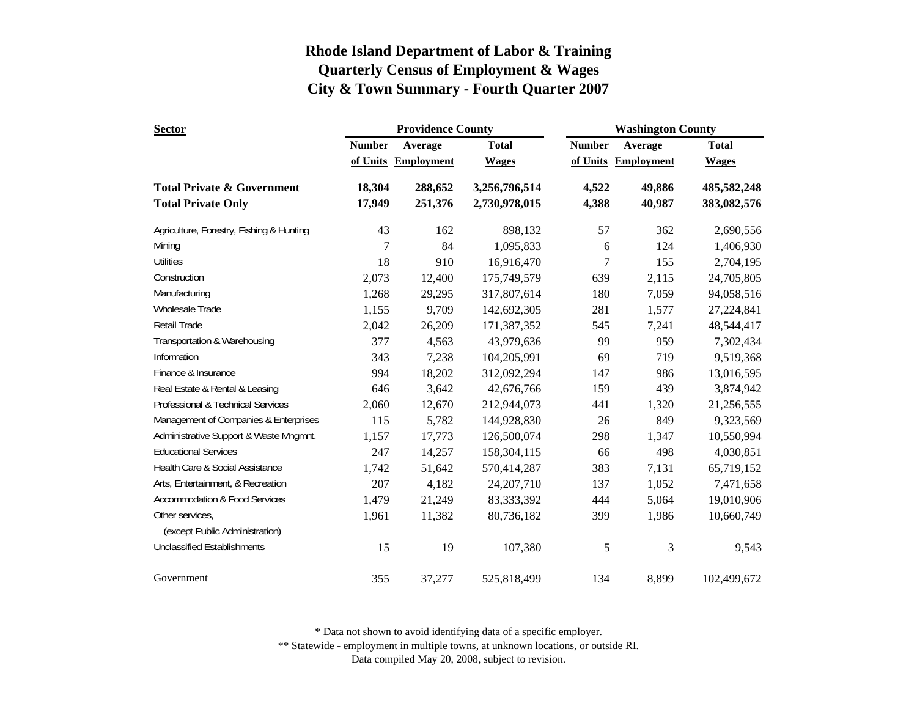# Rhode Island Department of Labor & Training
## Quarterly Census of Employment & Wages
## City & Town Summary - Fourth Quarter 2007

| Sector | Providence County | | | Washington County | | |
|---|---|---|---|---|---|---|
| | Number of Units | Average Employment | Total Wages | Number of Units | Average Employment | Total Wages |
| **Total Private & Government** | **18,304** | **288,652** | **3,256,796,514** | **4,522** | **49,886** | **485,582,248** |
| **Total Private Only** | **17,949** | **251,376** | **2,730,978,015** | **4,388** | **40,987** | **383,082,576** |
| Agriculture, Forestry, Fishing & Hunting | 43 | 162 | 898,132 | 57 | 362 | 2,690,556 |
| Mining | 7 | 84 | 1,095,833 | 6 | 124 | 1,406,930 |
| Utilities | 18 | 910 | 16,916,470 | 7 | 155 | 2,704,195 |
| Construction | 2,073 | 12,400 | 175,749,579 | 639 | 2,115 | 24,705,805 |
| Manufacturing | 1,268 | 29,295 | 317,807,614 | 180 | 7,059 | 94,058,516 |
| Wholesale Trade | 1,155 | 9,709 | 142,692,305 | 281 | 1,577 | 27,224,841 |
| Retail Trade | 2,042 | 26,209 | 171,387,352 | 545 | 7,241 | 48,544,417 |
| Transportation & Warehousing | 377 | 4,563 | 43,979,636 | 99 | 959 | 7,302,434 |
| Information | 343 | 7,238 | 104,205,991 | 69 | 719 | 9,519,368 |
| Finance & Insurance | 994 | 18,202 | 312,092,294 | 147 | 986 | 13,016,595 |
| Real Estate & Rental & Leasing | 646 | 3,642 | 42,676,766 | 159 | 439 | 3,874,942 |
| Professional & Technical Services | 2,060 | 12,670 | 212,944,073 | 441 | 1,320 | 21,256,555 |
| Management of Companies & Enterprises | 115 | 5,782 | 144,928,830 | 26 | 849 | 9,323,569 |
| Administrative Support & Waste Mngmnt. | 1,157 | 17,773 | 126,500,074 | 298 | 1,347 | 10,550,994 |
| Educational Services | 247 | 14,257 | 158,304,115 | 66 | 498 | 4,030,851 |
| Health Care & Social Assistance | 1,742 | 51,642 | 570,414,287 | 383 | 7,131 | 65,719,152 |
| Arts, Entertainment, & Recreation | 207 | 4,182 | 24,207,710 | 137 | 1,052 | 7,471,658 |
| Accommodation & Food Services | 1,479 | 21,249 | 83,333,392 | 444 | 5,064 | 19,010,906 |
| Other services, (except Public Administration) | 1,961 | 11,382 | 80,736,182 | 399 | 1,986 | 10,660,749 |
| Unclassified Establishments | 15 | 19 | 107,380 | 5 | 3 | 9,543 |
| Government | 355 | 37,277 | 525,818,499 | 134 | 8,899 | 102,499,672 |

\* Data not shown to avoid identifying data of a specific employer.

\*\* Statewide - employment in multiple towns, at unknown locations, or outside RI.

Data compiled May 20, 2008, subject to revision.